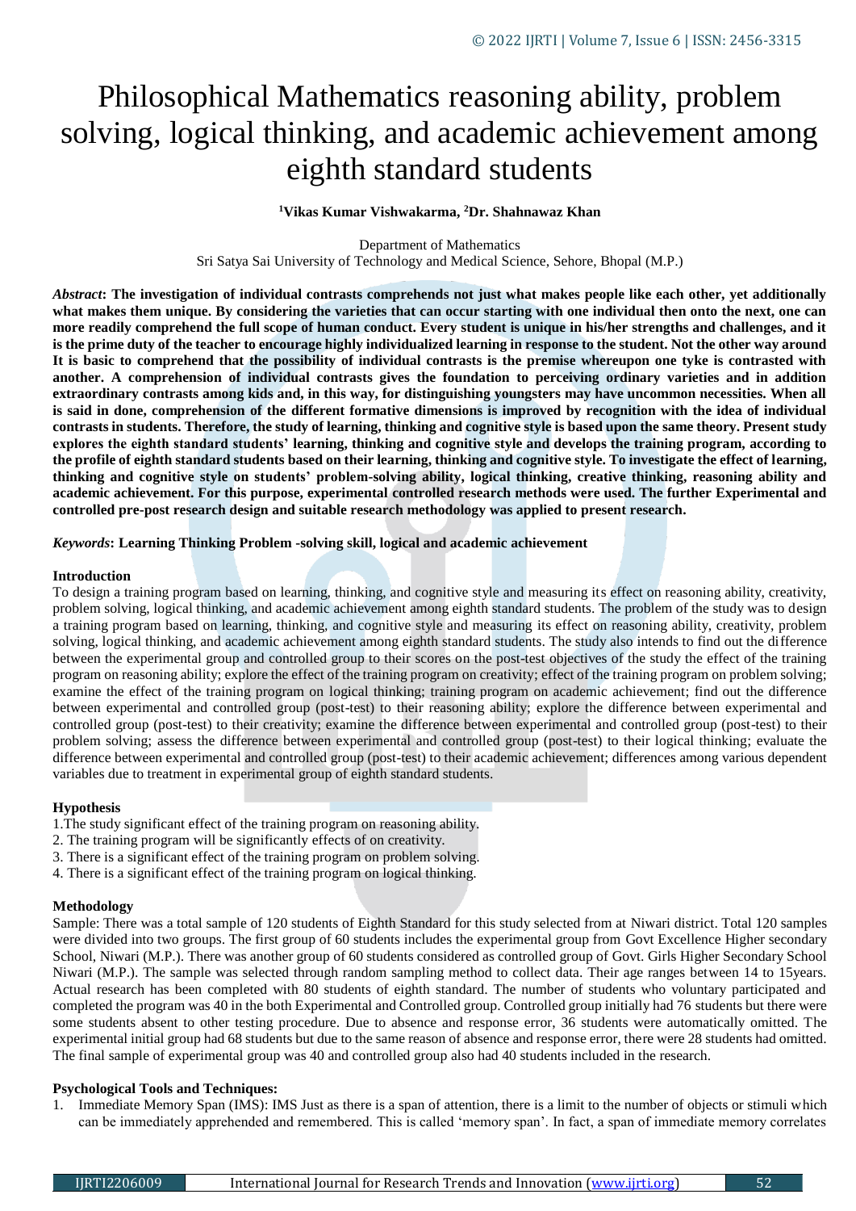# Philosophical Mathematics reasoning ability, problem solving, logical thinking, and academic achievement among eighth standard students

**[1]Vikas Kumar Vishwakarma, [2]Dr. Shahnawaz Khan**

Department of Mathematics
Sri Satya Sai University of Technology and Medical Science, Sehore, Bhopal (M.P.)

***Abstract*: The investigation of individual contrasts comprehends not just what makes people like each other, yet additionally what makes them unique. By considering the varieties that can occur starting with one individual then onto the next, one can more readily comprehend the full scope of human conduct. Every student is unique in his/her strengths and challenges, and it is the prime duty of the teacher to encourage highly individualized learning in response to the student. Not the other way around It is basic to comprehend that the possibility of individual contrasts is the premise whereupon one tyke is contrasted with another. A comprehension of individual contrasts gives the foundation to perceiving ordinary varieties and in addition extraordinary contrasts among kids and, in this way, for distinguishing youngsters may have uncommon necessities. When all is said in done, comprehension of the different formative dimensions is improved by recognition with the idea of individual contrasts in students. Therefore, the study of learning, thinking and cognitive style is based upon the same theory. Present study explores the eighth standard students' learning, thinking and cognitive style and develops the training program, according to the profile of eighth standard students based on their learning, thinking and cognitive style. To investigate the effect of learning, thinking and cognitive style on students' problem-solving ability, logical thinking, creative thinking, reasoning ability and academic achievement. For this purpose, experimental controlled research methods were used. The further Experimental and controlled pre-post research design and suitable research methodology was applied to present research.**

***Keywords*: Learning Thinking Problem -solving skill, logical and academic achievement**

## Introduction

To design a training program based on learning, thinking, and cognitive style and measuring its effect on reasoning ability, creativity, problem solving, logical thinking, and academic achievement among eighth standard students. The problem of the study was to design a training program based on learning, thinking, and cognitive style and measuring its effect on reasoning ability, creativity, problem solving, logical thinking, and academic achievement among eighth standard students. The study also intends to find out the difference between the experimental group and controlled group to their scores on the post-test objectives of the study the effect of the training program on reasoning ability; explore the effect of the training program on creativity; effect of the training program on problem solving; examine the effect of the training program on logical thinking; training program on academic achievement; find out the difference between experimental and controlled group (post-test) to their reasoning ability; explore the difference between experimental and controlled group (post-test) to their creativity; examine the difference between experimental and controlled group (post-test) to their problem solving; assess the difference between experimental and controlled group (post-test) to their logical thinking; evaluate the difference between experimental and controlled group (post-test) to their academic achievement; differences among various dependent variables due to treatment in experimental group of eighth standard students.

## Hypothesis

1. The study significant effect of the training program on reasoning ability.
2. The training program will be significantly effects of on creativity.
3. There is a significant effect of the training program on problem solving.
4. There is a significant effect of the training program on logical thinking.

## Methodology

Sample: There was a total sample of 120 students of Eighth Standard for this study selected from at Niwari district. Total 120 samples were divided into two groups. The first group of 60 students includes the experimental group from Govt Excellence Higher secondary School, Niwari (M.P.). There was another group of 60 students considered as controlled group of Govt. Girls Higher Secondary School Niwari (M.P.). The sample was selected through random sampling method to collect data. Their age ranges between 14 to 15years. Actual research has been completed with 80 students of eighth standard. The number of students who voluntary participated and completed the program was 40 in the both Experimental and Controlled group. Controlled group initially had 76 students but there were some students absent to other testing procedure. Due to absence and response error, 36 students were automatically omitted. The experimental initial group had 68 students but due to the same reason of absence and response error, there were 28 students had omitted. The final sample of experimental group was 40 and controlled group also had 40 students included in the research.

## Psychological Tools and Techniques:

1. Immediate Memory Span (IMS): IMS Just as there is a span of attention, there is a limit to the number of objects or stimuli which can be immediately apprehended and remembered. This is called 'memory span'. In fact, a span of immediate memory correlates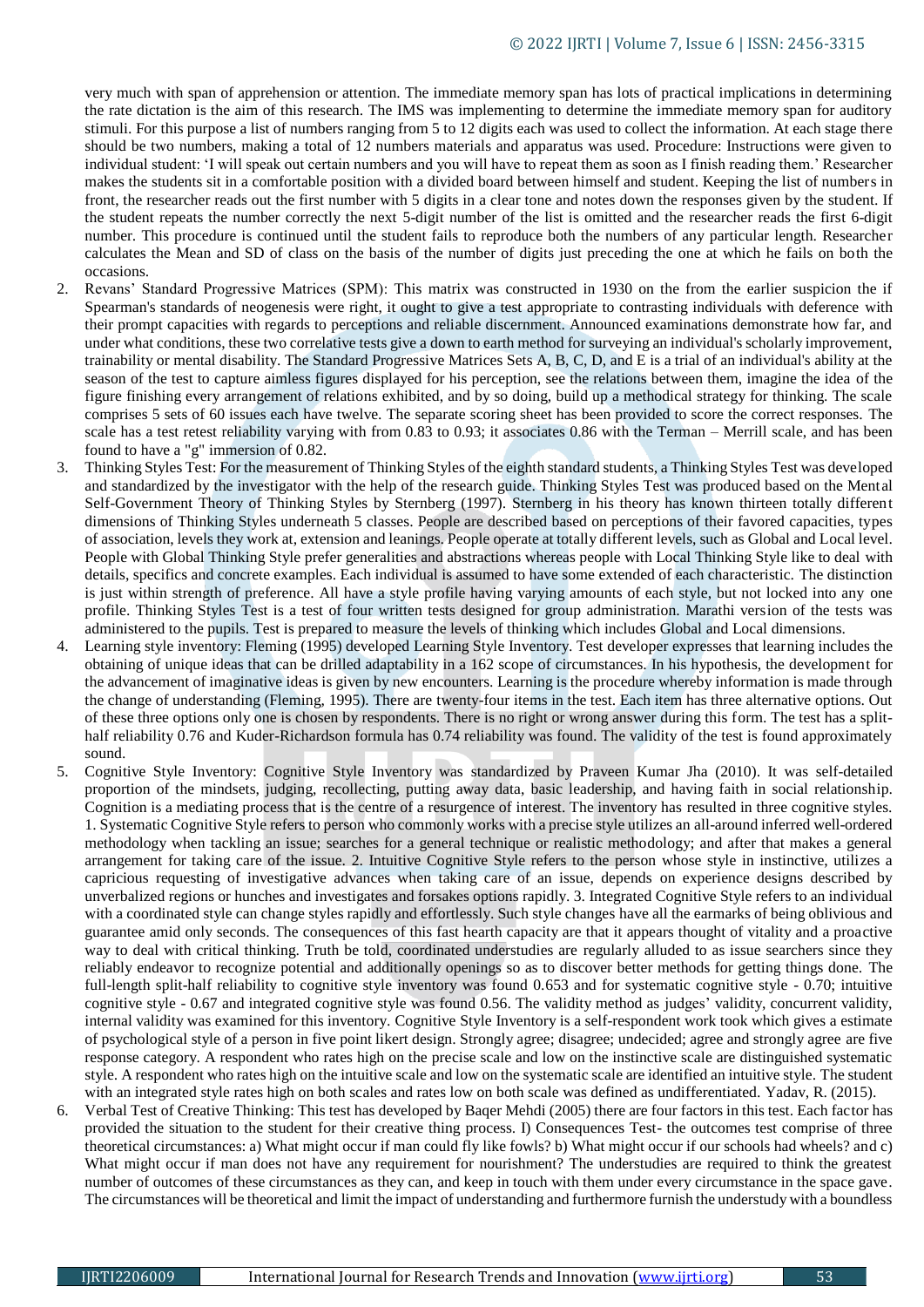very much with span of apprehension or attention. The immediate memory span has lots of practical implications in determining the rate dictation is the aim of this research. The IMS was implementing to determine the immediate memory span for auditory stimuli. For this purpose a list of numbers ranging from 5 to 12 digits each was used to collect the information. At each stage there should be two numbers, making a total of 12 numbers materials and apparatus was used. Procedure: Instructions were given to individual student: 'I will speak out certain numbers and you will have to repeat them as soon as I finish reading them.' Researcher makes the students sit in a comfortable position with a divided board between himself and student. Keeping the list of numbers in front, the researcher reads out the first number with 5 digits in a clear tone and notes down the responses given by the student. If the student repeats the number correctly the next 5-digit number of the list is omitted and the researcher reads the first 6-digit number. This procedure is continued until the student fails to reproduce both the numbers of any particular length. Researcher calculates the Mean and SD of class on the basis of the number of digits just preceding the one at which he fails on both the occasions.

2. Revans' Standard Progressive Matrices (SPM): This matrix was constructed in 1930 on the from the earlier suspicion the if Spearman's standards of neogenesis were right, it ought to give a test appropriate to contrasting individuals with deference with their prompt capacities with regards to perceptions and reliable discernment. Announced examinations demonstrate how far, and under what conditions, these two correlative tests give a down to earth method for surveying an individual's scholarly improvement, trainability or mental disability. The Standard Progressive Matrices Sets A, B, C, D, and E is a trial of an individual's ability at the season of the test to capture aimless figures displayed for his perception, see the relations between them, imagine the idea of the figure finishing every arrangement of relations exhibited, and by so doing, build up a methodical strategy for thinking. The scale comprises 5 sets of 60 issues each have twelve. The separate scoring sheet has been provided to score the correct responses. The scale has a test retest reliability varying with from 0.83 to 0.93; it associates 0.86 with the Terman – Merrill scale, and has been found to have a "g" immersion of 0.82.

3. Thinking Styles Test: For the measurement of Thinking Styles of the eighth standard students, a Thinking Styles Test was developed and standardized by the investigator with the help of the research guide. Thinking Styles Test was produced based on the Mental Self-Government Theory of Thinking Styles by Sternberg (1997). Sternberg in his theory has known thirteen totally different dimensions of Thinking Styles underneath 5 classes. People are described based on perceptions of their favored capacities, types of association, levels they work at, extension and leanings. People operate at totally different levels, such as Global and Local level. People with Global Thinking Style prefer generalities and abstractions whereas people with Local Thinking Style like to deal with details, specifics and concrete examples. Each individual is assumed to have some extended of each characteristic. The distinction is just within strength of preference. All have a style profile having varying amounts of each style, but not locked into any one profile. Thinking Styles Test is a test of four written tests designed for group administration. Marathi version of the tests was administered to the pupils. Test is prepared to measure the levels of thinking which includes Global and Local dimensions.

4. Learning style inventory: Fleming (1995) developed Learning Style Inventory. Test developer expresses that learning includes the obtaining of unique ideas that can be drilled adaptability in a 162 scope of circumstances. In his hypothesis, the development for the advancement of imaginative ideas is given by new encounters. Learning is the procedure whereby information is made through the change of understanding (Fleming, 1995). There are twenty-four items in the test. Each item has three alternative options. Out of these three options only one is chosen by respondents. There is no right or wrong answer during this form. The test has a split-half reliability 0.76 and Kuder-Richardson formula has 0.74 reliability was found. The validity of the test is found approximately sound.

5. Cognitive Style Inventory: Cognitive Style Inventory was standardized by Praveen Kumar Jha (2010). It was self-detailed proportion of the mindsets, judging, recollecting, putting away data, basic leadership, and having faith in social relationship. Cognition is a mediating process that is the centre of a resurgence of interest. The inventory has resulted in three cognitive styles. 1. Systematic Cognitive Style refers to person who commonly works with a precise style utilizes an all-around inferred well-ordered methodology when tackling an issue; searches for a general technique or realistic methodology; and after that makes a general arrangement for taking care of the issue. 2. Intuitive Cognitive Style refers to the person whose style in instinctive, utilizes a capricious requesting of investigative advances when taking care of an issue, depends on experience designs described by unverbalized regions or hunches and investigates and forsakes options rapidly. 3. Integrated Cognitive Style refers to an individual with a coordinated style can change styles rapidly and effortlessly. Such style changes have all the earmarks of being oblivious and guarantee amid only seconds. The consequences of this fast hearth capacity are that it appears thought of vitality and a proactive way to deal with critical thinking. Truth be told, coordinated understudies are regularly alluded to as issue searchers since they reliably endeavor to recognize potential and additionally openings so as to discover better methods for getting things done. The full-length split-half reliability to cognitive style inventory was found 0.653 and for systematic cognitive style - 0.70; intuitive cognitive style - 0.67 and integrated cognitive style was found 0.56. The validity method as judges' validity, concurrent validity, internal validity was examined for this inventory. Cognitive Style Inventory is a self-respondent work took which gives a estimate of psychological style of a person in five point likert design. Strongly agree; disagree; undecided; agree and strongly agree are five response category. A respondent who rates high on the precise scale and low on the instinctive scale are distinguished systematic style. A respondent who rates high on the intuitive scale and low on the systematic scale are identified an intuitive style. The student with an integrated style rates high on both scales and rates low on both scale was defined as undifferentiated. Yadav, R. (2015).

6. Verbal Test of Creative Thinking: This test has developed by Baqer Mehdi (2005) there are four factors in this test. Each factor has provided the situation to the student for their creative thing process. I) Consequences Test- the outcomes test comprise of three theoretical circumstances: a) What might occur if man could fly like fowls? b) What might occur if our schools had wheels? and c) What might occur if man does not have any requirement for nourishment? The understudies are required to think the greatest number of outcomes of these circumstances as they can, and keep in touch with them under every circumstance in the space gave. The circumstances will be theoretical and limit the impact of understanding and furthermore furnish the understudy with a boundless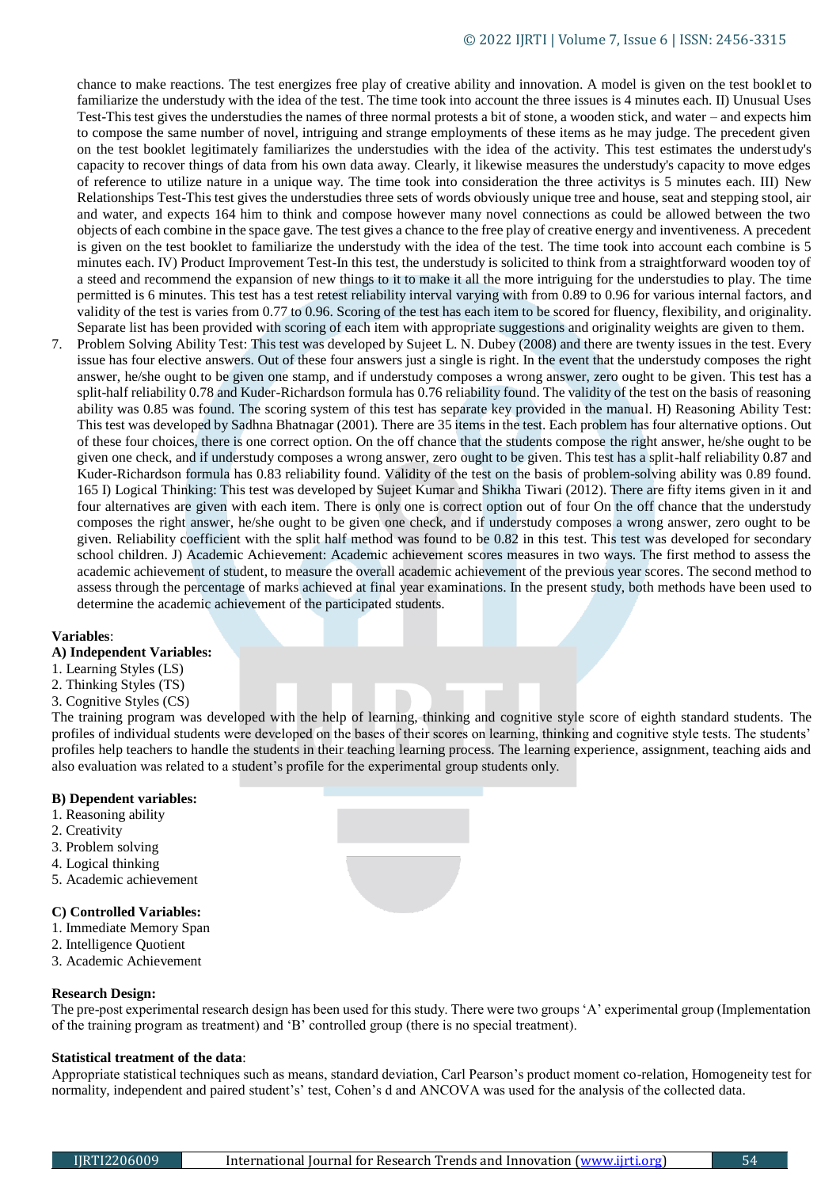chance to make reactions. The test energizes free play of creative ability and innovation. A model is given on the test booklet to familiarize the understudy with the idea of the test. The time took into account the three issues is 4 minutes each. II) Unusual Uses Test-This test gives the understudies the names of three normal protests a bit of stone, a wooden stick, and water – and expects him to compose the same number of novel, intriguing and strange employments of these items as he may judge. The precedent given on the test booklet legitimately familiarizes the understudies with the idea of the activity. This test estimates the understudy's capacity to recover things of data from his own data away. Clearly, it likewise measures the understudy's capacity to move edges of reference to utilize nature in a unique way. The time took into consideration the three activitys is 5 minutes each. III) New Relationships Test-This test gives the understudies three sets of words obviously unique tree and house, seat and stepping stool, air and water, and expects 164 him to think and compose however many novel connections as could be allowed between the two objects of each combine in the space gave. The test gives a chance to the free play of creative energy and inventiveness. A precedent is given on the test booklet to familiarize the understudy with the idea of the test. The time took into account each combine is 5 minutes each. IV) Product Improvement Test-In this test, the understudy is solicited to think from a straightforward wooden toy of a steed and recommend the expansion of new things to it to make it all the more intriguing for the understudies to play. The time permitted is 6 minutes. This test has a test retest reliability interval varying with from 0.89 to 0.96 for various internal factors, and validity of the test is varies from 0.77 to 0.96. Scoring of the test has each item to be scored for fluency, flexibility, and originality. Separate list has been provided with scoring of each item with appropriate suggestions and originality weights are given to them.

7. Problem Solving Ability Test: This test was developed by Sujeet L. N. Dubey (2008) and there are twenty issues in the test. Every issue has four elective answers. Out of these four answers just a single is right. In the event that the understudy composes the right answer, he/she ought to be given one stamp, and if understudy composes a wrong answer, zero ought to be given. This test has a split-half reliability 0.78 and Kuder-Richardson formula has 0.76 reliability found. The validity of the test on the basis of reasoning ability was 0.85 was found. The scoring system of this test has separate key provided in the manual. H) Reasoning Ability Test: This test was developed by Sadhna Bhatnagar (2001). There are 35 items in the test. Each problem has four alternative options. Out of these four choices, there is one correct option. On the off chance that the students compose the right answer, he/she ought to be given one check, and if understudy composes a wrong answer, zero ought to be given. This test has a split-half reliability 0.87 and Kuder-Richardson formula has 0.83 reliability found. Validity of the test on the basis of problem-solving ability was 0.89 found. 165 I) Logical Thinking: This test was developed by Sujeet Kumar and Shikha Tiwari (2012). There are fifty items given in it and four alternatives are given with each item. There is only one is correct option out of four On the off chance that the understudy composes the right answer, he/she ought to be given one check, and if understudy composes a wrong answer, zero ought to be given. Reliability coefficient with the split half method was found to be 0.82 in this test. This test was developed for secondary school children. J) Academic Achievement: Academic achievement scores measures in two ways. The first method to assess the academic achievement of student, to measure the overall academic achievement of the previous year scores. The second method to assess through the percentage of marks achieved at final year examinations. In the present study, both methods have been used to determine the academic achievement of the participated students.

**Variables**:

**A) Independent Variables:**

1. Learning Styles (LS)
2. Thinking Styles (TS)
3. Cognitive Styles (CS)

The training program was developed with the help of learning, thinking and cognitive style score of eighth standard students. The profiles of individual students were developed on the bases of their scores on learning, thinking and cognitive style tests. The students' profiles help teachers to handle the students in their teaching learning process. The learning experience, assignment, teaching aids and also evaluation was related to a student's profile for the experimental group students only.

**B) Dependent variables:**

1. Reasoning ability
2. Creativity
3. Problem solving
4. Logical thinking
5. Academic achievement

**C) Controlled Variables:**

1. Immediate Memory Span
2. Intelligence Quotient
3. Academic Achievement

**Research Design:**

The pre-post experimental research design has been used for this study. There were two groups 'A' experimental group (Implementation of the training program as treatment) and 'B' controlled group (there is no special treatment).

**Statistical treatment of the data**:

Appropriate statistical techniques such as means, standard deviation, Carl Pearson's product moment co-relation, Homogeneity test for normality, independent and paired student's' test, Cohen's d and ANCOVA was used for the analysis of the collected data.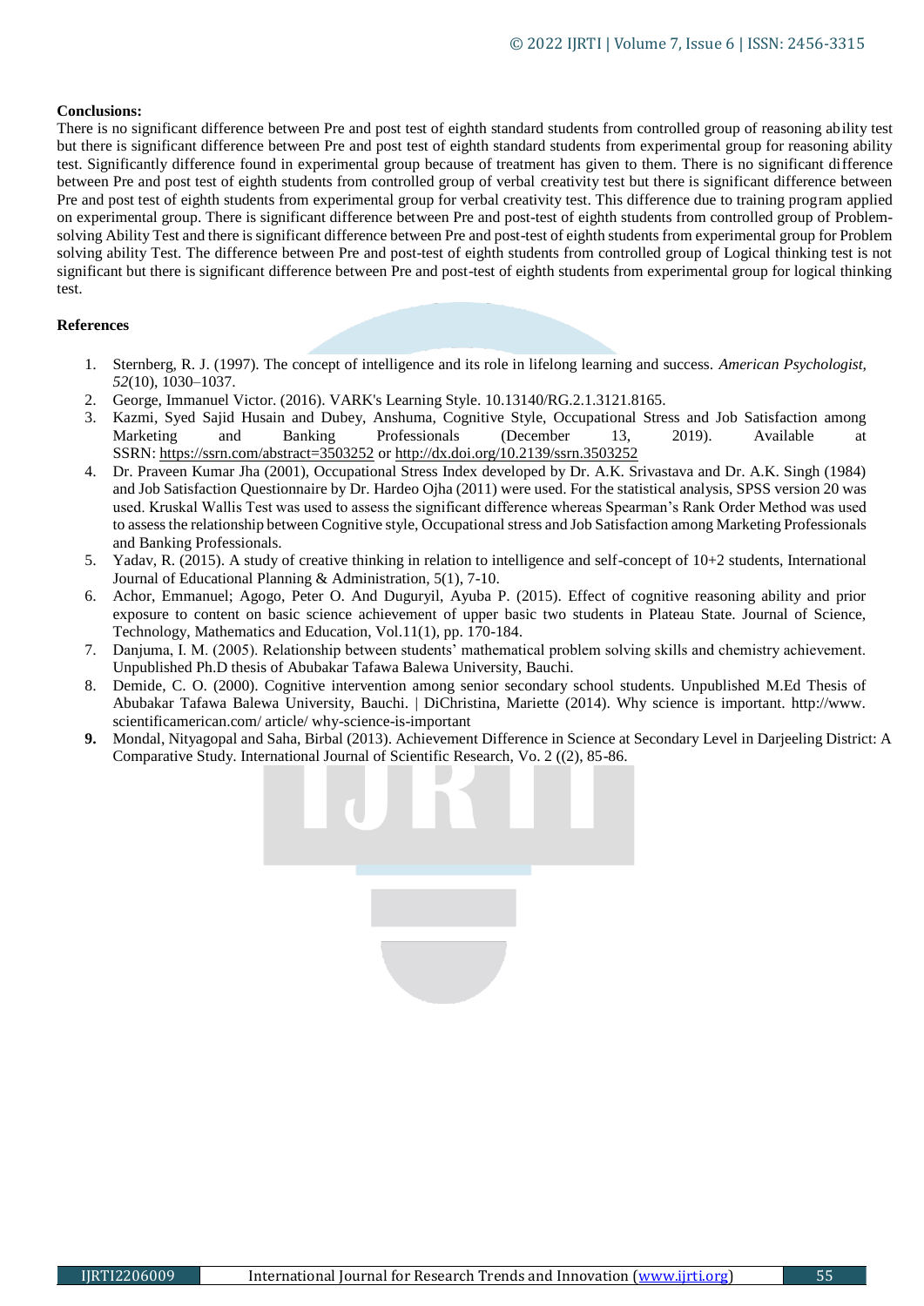**Conclusions:**

There is no significant difference between Pre and post test of eighth standard students from controlled group of reasoning ability test but there is significant difference between Pre and post test of eighth standard students from experimental group for reasoning ability test. Significantly difference found in experimental group because of treatment has given to them. There is no significant difference between Pre and post test of eighth students from controlled group of verbal creativity test but there is significant difference between Pre and post test of eighth students from experimental group for verbal creativity test. This difference due to training program applied on experimental group. There is significant difference between Pre and post-test of eighth students from controlled group of Problem-solving Ability Test and there is significant difference between Pre and post-test of eighth students from experimental group for Problem solving ability Test. The difference between Pre and post-test of eighth students from controlled group of Logical thinking test is not significant but there is significant difference between Pre and post-test of eighth students from experimental group for logical thinking test.

**References**

1. Sternberg, R. J. (1997). The concept of intelligence and its role in lifelong learning and success. *American Psychologist, 52*(10), 1030–1037.
2. George, Immanuel Victor. (2016). VARK's Learning Style. 10.13140/RG.2.1.3121.8165.
3. Kazmi, Syed Sajid Husain and Dubey, Anshuma, Cognitive Style, Occupational Stress and Job Satisfaction among Marketing and Banking Professionals (December 13, 2019). Available at SSRN: https://ssrn.com/abstract=3503252 or http://dx.doi.org/10.2139/ssrn.3503252
4. Dr. Praveen Kumar Jha (2001), Occupational Stress Index developed by Dr. A.K. Srivastava and Dr. A.K. Singh (1984) and Job Satisfaction Questionnaire by Dr. Hardeo Ojha (2011) were used. For the statistical analysis, SPSS version 20 was used. Kruskal Wallis Test was used to assess the significant difference whereas Spearman's Rank Order Method was used to assess the relationship between Cognitive style, Occupational stress and Job Satisfaction among Marketing Professionals and Banking Professionals.
5. Yadav, R. (2015). A study of creative thinking in relation to intelligence and self-concept of 10+2 students, International Journal of Educational Planning & Administration, 5(1), 7-10.
6. Achor, Emmanuel; Agogo, Peter O. And Duguryil, Ayuba P. (2015). Effect of cognitive reasoning ability and prior exposure to content on basic science achievement of upper basic two students in Plateau State. Journal of Science, Technology, Mathematics and Education, Vol.11(1), pp. 170-184.
7. Danjuma, I. M. (2005). Relationship between students' mathematical problem solving skills and chemistry achievement. Unpublished Ph.D thesis of Abubakar Tafawa Balewa University, Bauchi.
8. Demide, C. O. (2000). Cognitive intervention among senior secondary school students. Unpublished M.Ed Thesis of Abubakar Tafawa Balewa University, Bauchi. | DiChristina, Mariette (2014). Why science is important. http://www. scientificamerican.com/ article/ why-science-is-important
9. Mondal, Nityagopal and Saha, Birbal (2013). Achievement Difference in Science at Secondary Level in Darjeeling District: A Comparative Study. International Journal of Scientific Research, Vo. 2 ((2), 85-86.